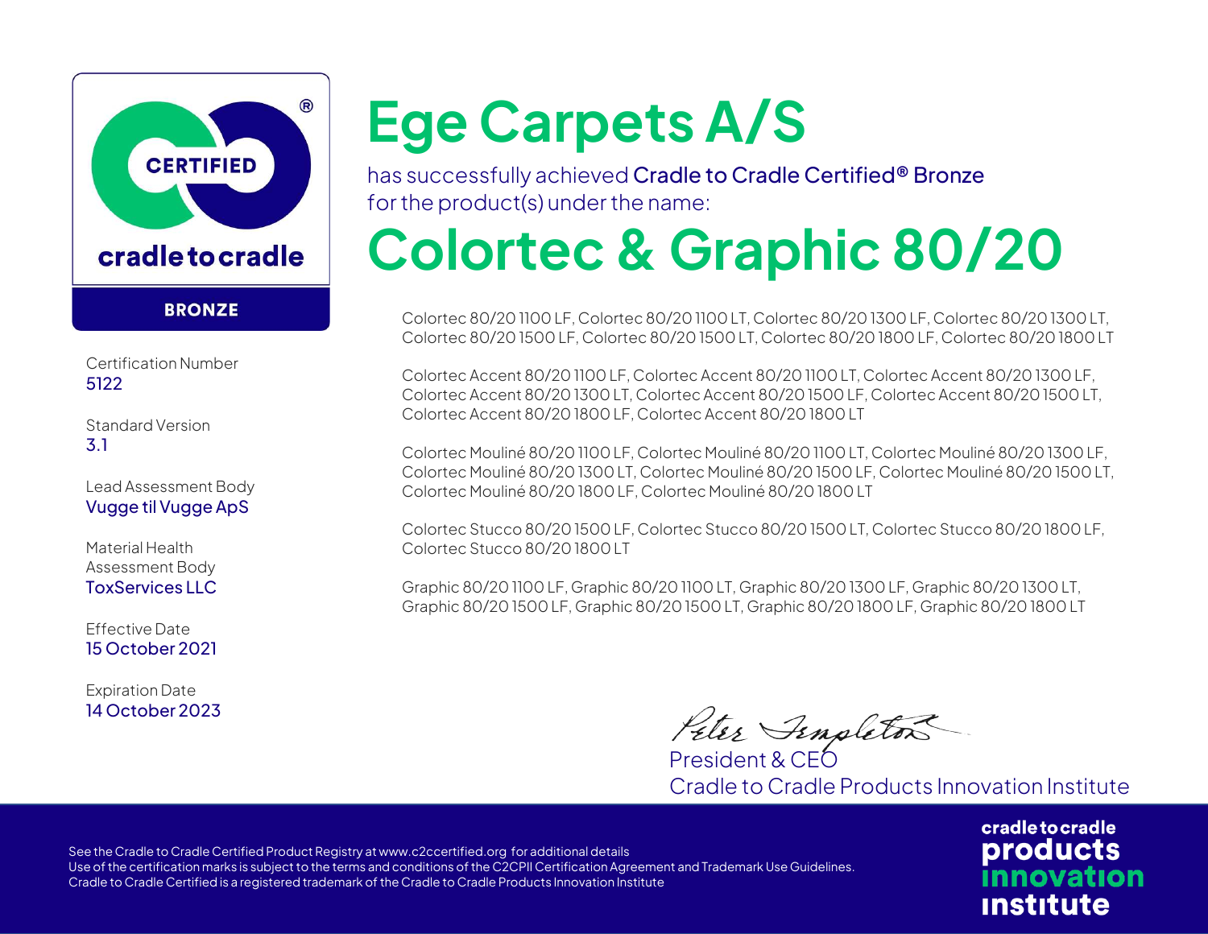CERTIFIED

cradle to cradle

BRONZE

Certification Number
5122

Standard Version
3.1

Lead Assessment Body
Vugge til Vugge ApS

Material Health Assessment Body
ToxServices LLC

Effective Date
15 October 2021

Expiration Date
14 October 2023

# Ege Carpets A/S

has successfully achieved **Cradle to Cradle Certified® Bronze**
for the product(s) under the name:

# Colortec & Graphic 80/20

Colortec 80/20 1100 LF, Colortec 80/20 1100 LT, Colortec 80/20 1300 LF, Colortec 80/20 1300 LT, Colortec 80/20 1500 LF, Colortec 80/20 1500 LT, Colortec 80/20 1800 LF, Colortec 80/20 1800 LT

Colortec Accent 80/20 1100 LF, Colortec Accent 80/20 1100 LT, Colortec Accent 80/20 1300 LF, Colortec Accent 80/20 1300 LT, Colortec Accent 80/20 1500 LF, Colortec Accent 80/20 1500 LT, Colortec Accent 80/20 1800 LF, Colortec Accent 80/20 1800 LT

Colortec Mouliné 80/20 1100 LF, Colortec Mouliné 80/20 1100 LT, Colortec Mouliné 80/20 1300 LF, Colortec Mouliné 80/20 1300 LT, Colortec Mouliné 80/20 1500 LF, Colortec Mouliné 80/20 1500 LT, Colortec Mouliné 80/20 1800 LF, Colortec Mouliné 80/20 1800 LT

Colortec Stucco 80/20 1500 LF, Colortec Stucco 80/20 1500 LT, Colortec Stucco 80/20 1800 LF, Colortec Stucco 80/20 1800 LT

Graphic 80/20 1100 LF, Graphic 80/20 1100 LT, Graphic 80/20 1300 LF, Graphic 80/20 1300 LT, Graphic 80/20 1500 LF, Graphic 80/20 1500 LT, Graphic 80/20 1800 LF, Graphic 80/20 1800 LT

Peter Templeton
President & CEO
Cradle to Cradle Products Innovation Institute

See the Cradle to Cradle Certified Product Registry at www.c2ccertified.org for additional details
Use of the certification marks is subject to the terms and conditions of the C2CPII Certification Agreement and Trademark Use Guidelines.
Cradle to Cradle Certified is a registered trademark of the Cradle to Cradle Products Innovation Institute

cradle to cradle products innovation institute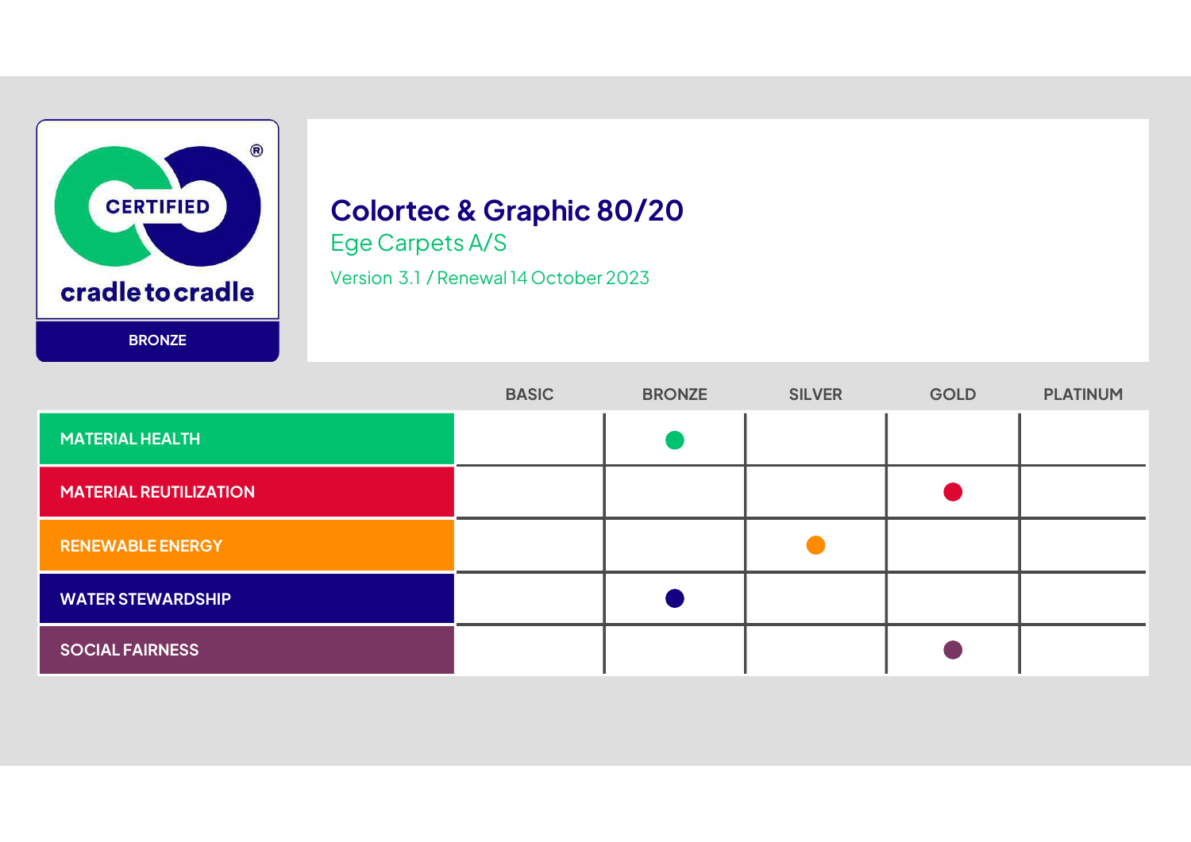CERTIFIED

cradle to cradle

BRONZE

# Colortec & Graphic 80/20

Ege Carpets A/S

Version 3.1 / Renewal 14 October 2023

| | BASIC | BRONZE | SILVER | GOLD | PLATINUM |
|---|---|---|---|---|---|
| MATERIAL HEALTH | | ● | | | |
| MATERIAL REUTILIZATION | | | | ● | |
| RENEWABLE ENERGY | | | ● | | |
| WATER STEWARDSHIP | | ● | | | |
| SOCIAL FAIRNESS | | | | ● | |